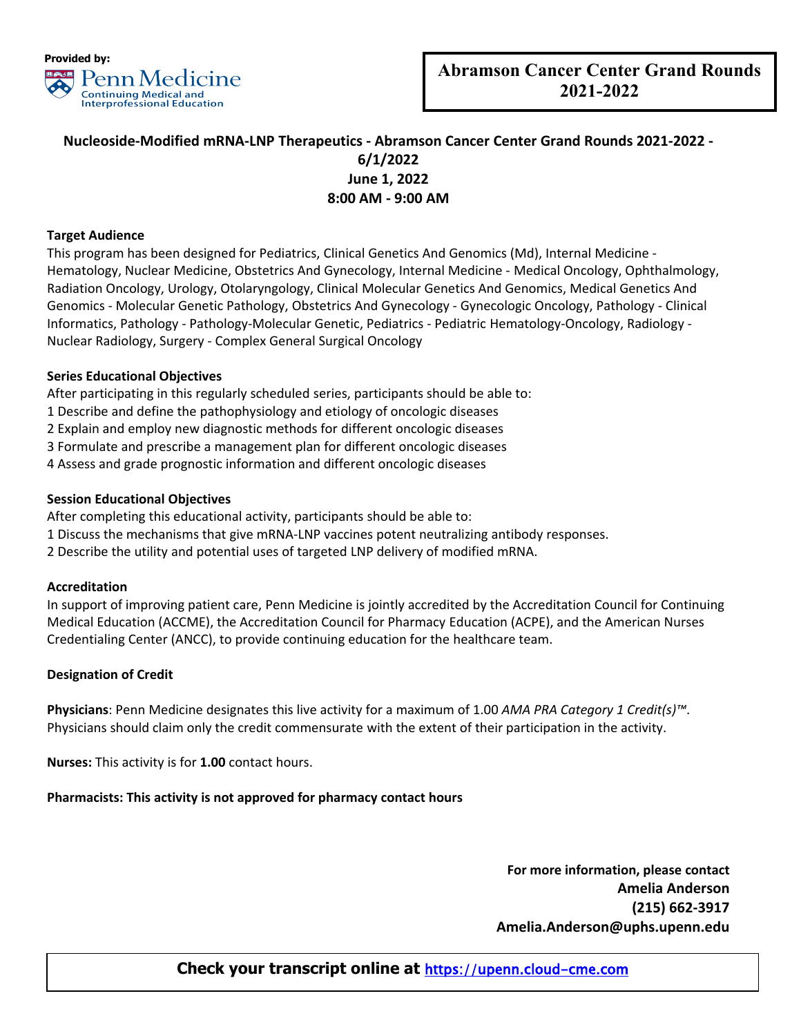Provided by:

Penn Medicine
Continuing Medical and Interprofessional Education

# Abramson Cancer Center Grand Rounds 2021-2022

## Nucleoside-Modified mRNA-LNP Therapeutics - Abramson Cancer Center Grand Rounds 2021-2022 - 6/1/2022

**June 1, 2022**

**8:00 AM - 9:00 AM**

### Target Audience

This program has been designed for Pediatrics, Clinical Genetics And Genomics (Md), Internal Medicine - Hematology, Nuclear Medicine, Obstetrics And Gynecology, Internal Medicine - Medical Oncology, Ophthalmology, Radiation Oncology, Urology, Otolaryngology, Clinical Molecular Genetics And Genomics, Medical Genetics And Genomics - Molecular Genetic Pathology, Obstetrics And Gynecology - Gynecologic Oncology, Pathology - Clinical Informatics, Pathology - Pathology-Molecular Genetic, Pediatrics - Pediatric Hematology-Oncology, Radiology - Nuclear Radiology, Surgery - Complex General Surgical Oncology

### Series Educational Objectives

After participating in this regularly scheduled series, participants should be able to:

1 Describe and define the pathophysiology and etiology of oncologic diseases

2 Explain and employ new diagnostic methods for different oncologic diseases

3 Formulate and prescribe a management plan for different oncologic diseases

4 Assess and grade prognostic information and different oncologic diseases

### Session Educational Objectives

After completing this educational activity, participants should be able to:

1 Discuss the mechanisms that give mRNA-LNP vaccines potent neutralizing antibody responses.

2 Describe the utility and potential uses of targeted LNP delivery of modified mRNA.

### Accreditation

In support of improving patient care, Penn Medicine is jointly accredited by the Accreditation Council for Continuing Medical Education (ACCME), the Accreditation Council for Pharmacy Education (ACPE), and the American Nurses Credentialing Center (ANCC), to provide continuing education for the healthcare team.

### Designation of Credit

**Physicians**: Penn Medicine designates this live activity for a maximum of 1.00 *AMA PRA Category 1 Credit(s)™*. Physicians should claim only the credit commensurate with the extent of their participation in the activity.

**Nurses:** This activity is for **1.00** contact hours.

**Pharmacists: This activity is not approved for pharmacy contact hours**

**For more information, please contact**
**Amelia Anderson**
**(215) 662-3917**
**Amelia.Anderson@uphs.upenn.edu**

**Check your transcript online at https://upenn.cloud-cme.com**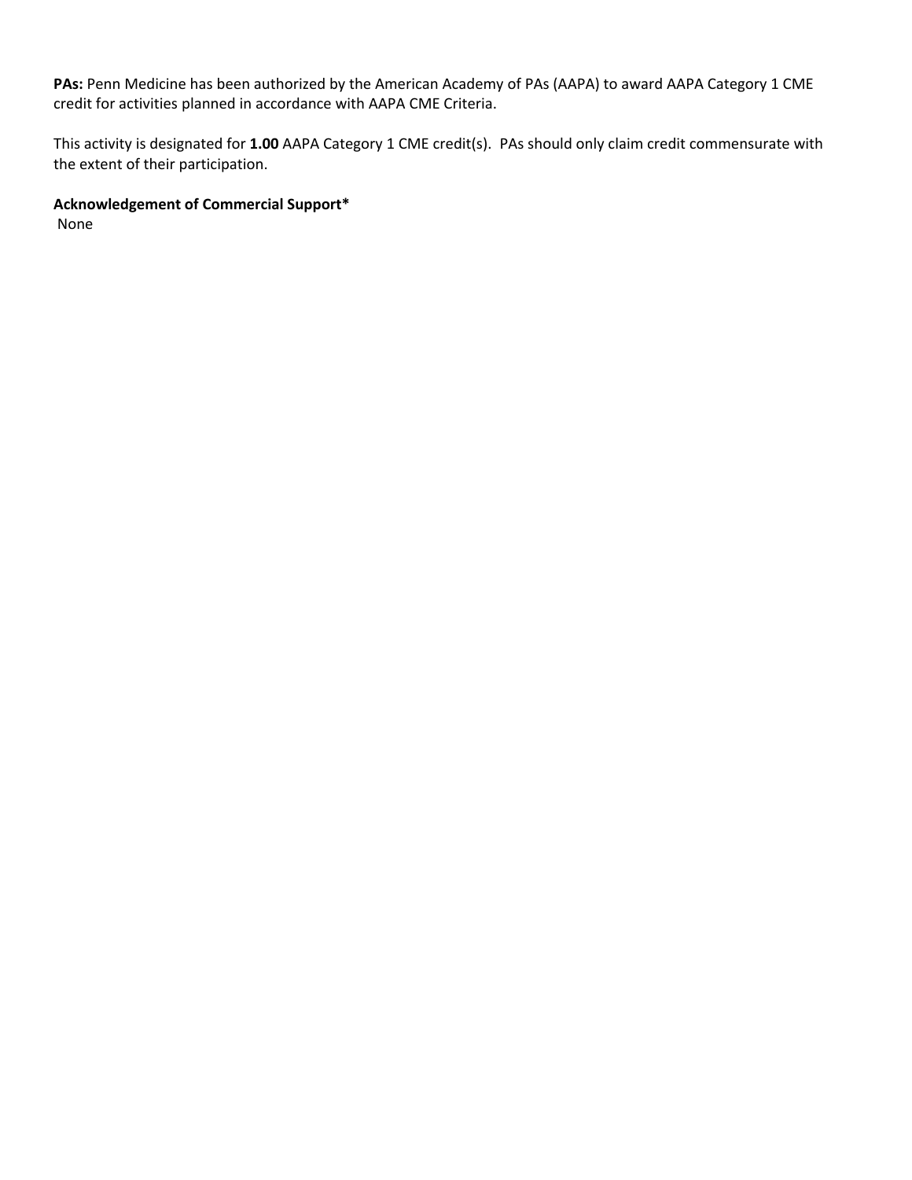**PAs:** Penn Medicine has been authorized by the American Academy of PAs (AAPA) to award AAPA Category 1 CME credit for activities planned in accordance with AAPA CME Criteria.

This activity is designated for **1.00** AAPA Category 1 CME credit(s). PAs should only claim credit commensurate with the extent of their participation.

**Acknowledgement of Commercial Support***

None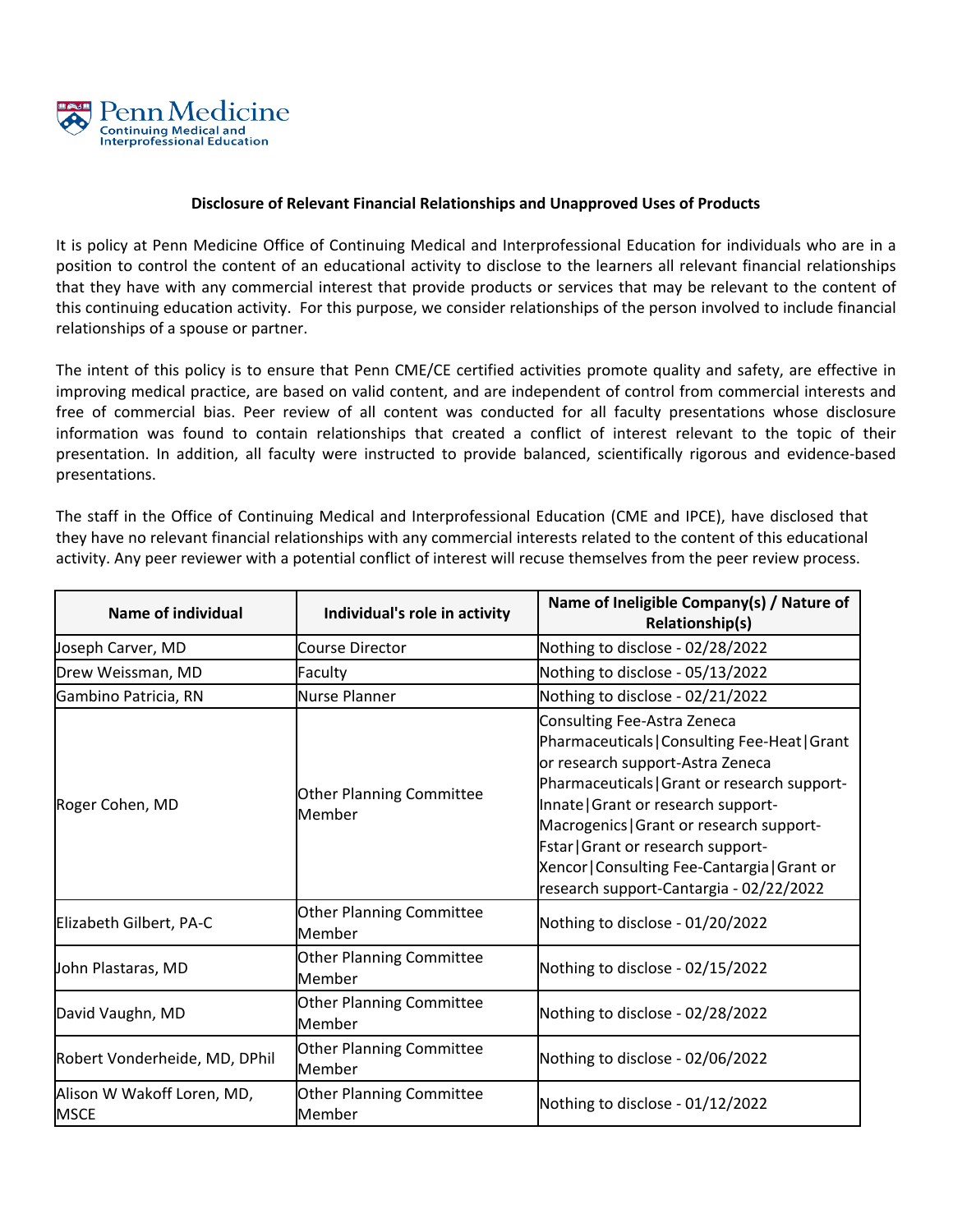Penn Medicine
Continuing Medical and Interprofessional Education

**Disclosure of Relevant Financial Relationships and Unapproved Uses of Products**

It is policy at Penn Medicine Office of Continuing Medical and Interprofessional Education for individuals who are in a position to control the content of an educational activity to disclose to the learners all relevant financial relationships that they have with any commercial interest that provide products or services that may be relevant to the content of this continuing education activity. For this purpose, we consider relationships of the person involved to include financial relationships of a spouse or partner.

The intent of this policy is to ensure that Penn CME/CE certified activities promote quality and safety, are effective in improving medical practice, are based on valid content, and are independent of control from commercial interests and free of commercial bias. Peer review of all content was conducted for all faculty presentations whose disclosure information was found to contain relationships that created a conflict of interest relevant to the topic of their presentation. In addition, all faculty were instructed to provide balanced, scientifically rigorous and evidence-based presentations.

The staff in the Office of Continuing Medical and Interprofessional Education (CME and IPCE), have disclosed that they have no relevant financial relationships with any commercial interests related to the content of this educational activity. Any peer reviewer with a potential conflict of interest will recuse themselves from the peer review process.

| Name of individual | Individual's role in activity | Name of Ineligible Company(s) / Nature of Relationship(s) |
|---|---|---|
| Joseph Carver, MD | Course Director | Nothing to disclose - 02/28/2022 |
| Drew Weissman, MD | Faculty | Nothing to disclose - 05/13/2022 |
| Gambino Patricia, RN | Nurse Planner | Nothing to disclose - 02/21/2022 |
| Roger Cohen, MD | Other Planning Committee Member | Consulting Fee-Astra Zeneca Pharmaceuticals\|Consulting Fee-Heat\|Grant or research support-Astra Zeneca Pharmaceuticals\|Grant or research support-Innate\|Grant or research support-Macrogenics\|Grant or research support-Fstar\|Grant or research support-Xencor\|Consulting Fee-Cantargia\|Grant or research support-Cantargia - 02/22/2022 |
| Elizabeth Gilbert, PA-C | Other Planning Committee Member | Nothing to disclose - 01/20/2022 |
| John Plastaras, MD | Other Planning Committee Member | Nothing to disclose - 02/15/2022 |
| David Vaughn, MD | Other Planning Committee Member | Nothing to disclose - 02/28/2022 |
| Robert Vonderheide, MD, DPhil | Other Planning Committee Member | Nothing to disclose - 02/06/2022 |
| Alison W Wakoff Loren, MD, MSCE | Other Planning Committee Member | Nothing to disclose - 01/12/2022 |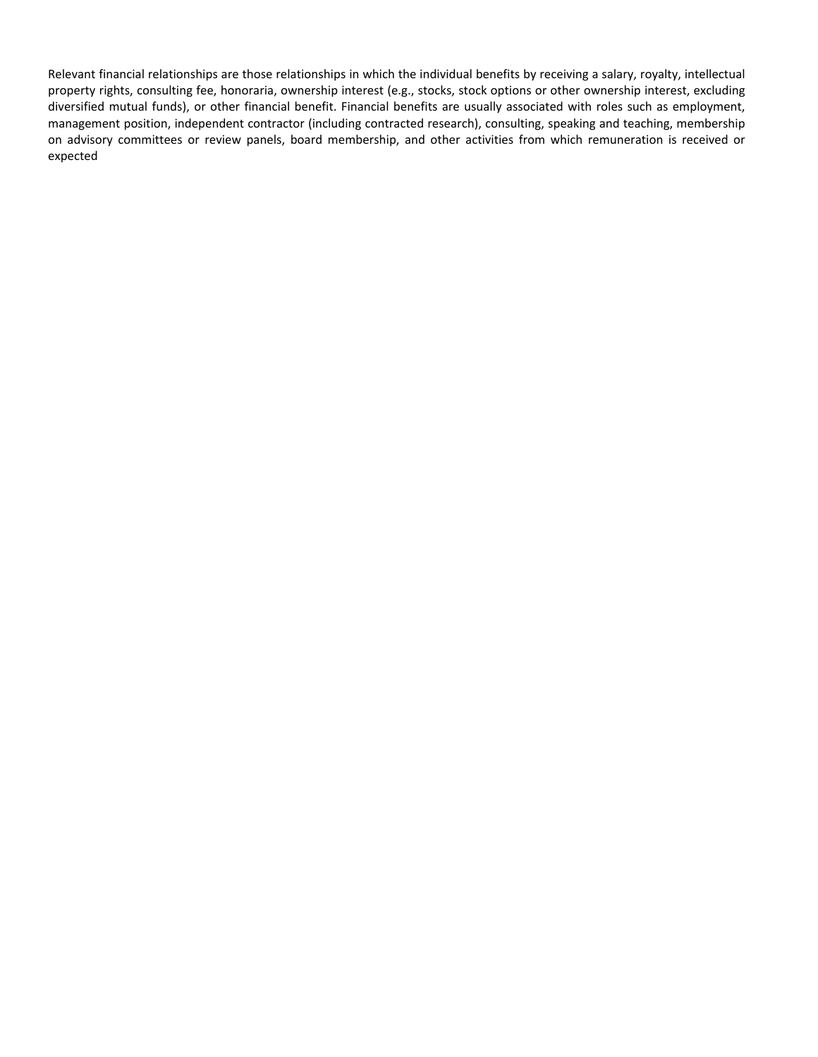Relevant financial relationships are those relationships in which the individual benefits by receiving a salary, royalty, intellectual property rights, consulting fee, honoraria, ownership interest (e.g., stocks, stock options or other ownership interest, excluding diversified mutual funds), or other financial benefit. Financial benefits are usually associated with roles such as employment, management position, independent contractor (including contracted research), consulting, speaking and teaching, membership on advisory committees or review panels, board membership, and other activities from which remuneration is received or expected